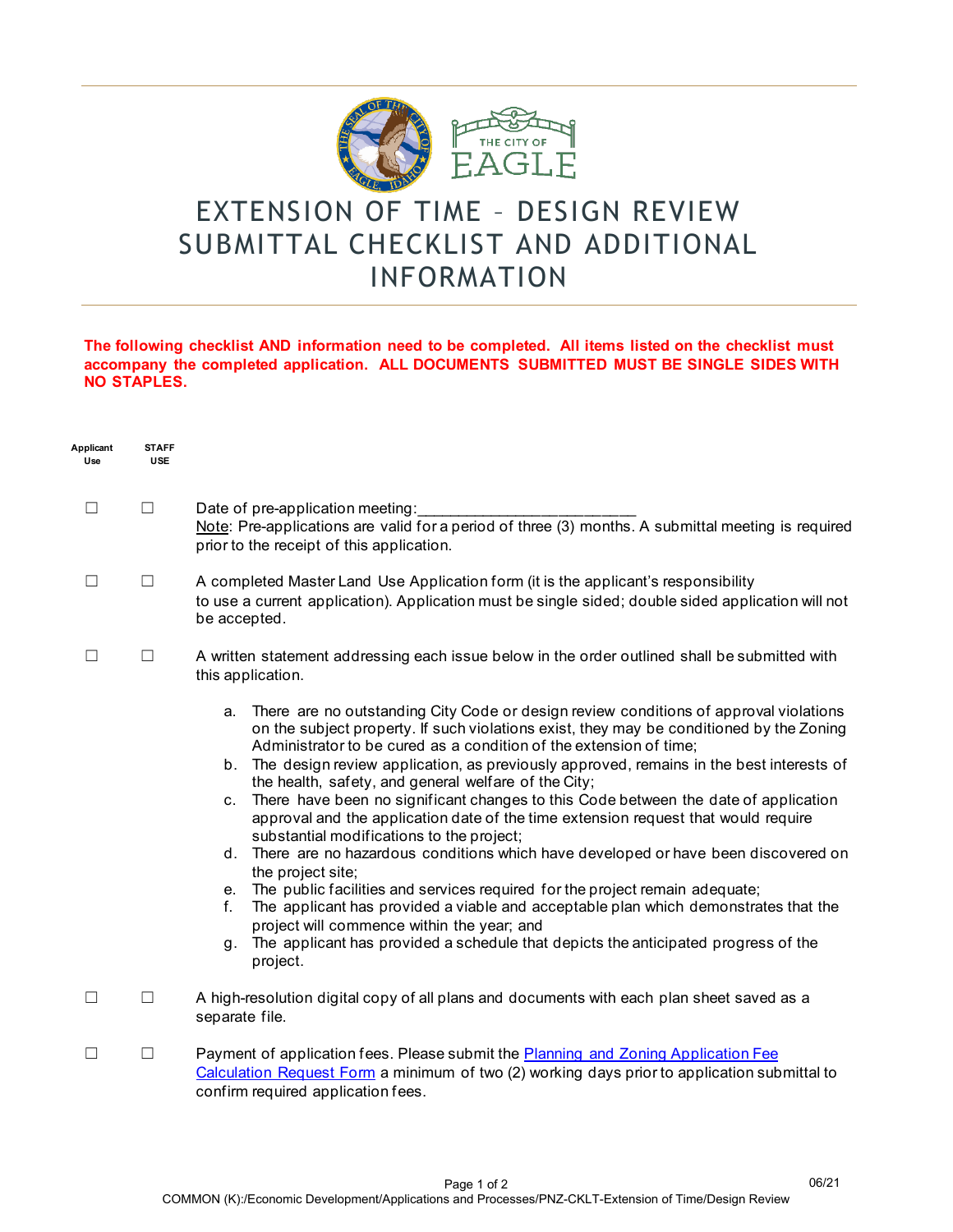# EXTENSION OF TIME – DESIGN REVIEW SUBMITTAL CHECKLIST AND ADDITIONAL INFORMATION

**The following checklist AND information need to be completed. All items listed on the checklist must accompany the completed application. ALL DOCUMENTS SUBMITTED MUST BE SINGLE SIDES WITH NO STAPLES.**

| Applicant Use | STAFF USE | |
|---|---|---|
| ☐ | ☐ | Date of pre-application meeting:_________________________<br>Note: Pre-applications are valid for a period of three (3) months. A submittal meeting is required prior to the receipt of this application. |
| ☐ | ☐ | A completed Master Land Use Application form (it is the applicant's responsibility to use a current application). Application must be single sided; double sided application will not be accepted. |
| ☐ | ☐ | A written statement addressing each issue below in the order outlined shall be submitted with this application.<br>a. There are no outstanding City Code or design review conditions of approval violations on the subject property. If such violations exist, they may be conditioned by the Zoning Administrator to be cured as a condition of the extension of time;<br>b. The design review application, as previously approved, remains in the best interests of the health, safety, and general welfare of the City;<br>c. There have been no significant changes to this Code between the date of application approval and the application date of the time extension request that would require substantial modifications to the project;<br>d. There are no hazardous conditions which have developed or have been discovered on the project site;<br>e. The public facilities and services required for the project remain adequate;<br>f. The applicant has provided a viable and acceptable plan which demonstrates that the project will commence within the year; and<br>g. The applicant has provided a schedule that depicts the anticipated progress of the project. |
| ☐ | ☐ | A high-resolution digital copy of all plans and documents with each plan sheet saved as a separate file. |
| ☐ | ☐ | Payment of application fees. Please submit the Planning and Zoning Application Fee Calculation Request Form a minimum of two (2) working days prior to application submittal to confirm required application fees. |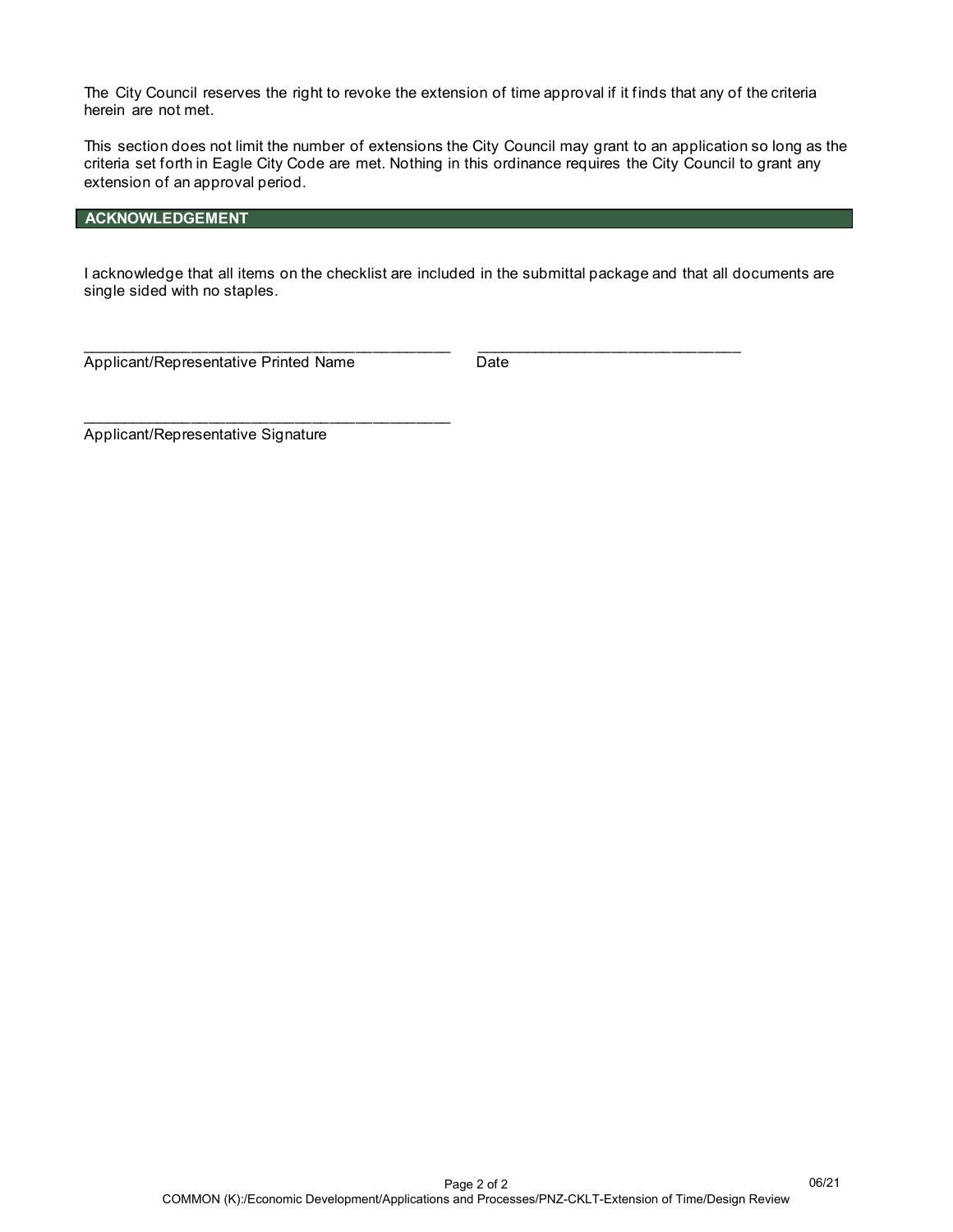The City Council reserves the right to revoke the extension of time approval if it finds that any of the criteria herein are not met.

This section does not limit the number of extensions the City Council may grant to an application so long as the criteria set forth in Eagle City Code are met. Nothing in this ordinance requires the City Council to grant any extension of an approval period.

## ACKNOWLEDGEMENT

I acknowledge that all items on the checklist are included in the submittal package and that all documents are single sided with no staples.

\_\_\_\_\_\_\_\_\_\_\_\_\_\_\_\_\_\_\_\_\_\_\_\_\_\_\_\_\_\_\_\_\_\_\_\_\_\_\_\_\_\_\_\_ \_\_\_\_\_\_\_\_\_\_\_\_\_\_\_\_\_\_\_\_\_\_\_\_\_\_\_\_\_\_\_\_
Applicant/Representative Printed Name Date

\_\_\_\_\_\_\_\_\_\_\_\_\_\_\_\_\_\_\_\_\_\_\_\_\_\_\_\_\_\_\_\_\_\_\_\_\_\_\_\_\_\_\_\_
Applicant/Representative Signature